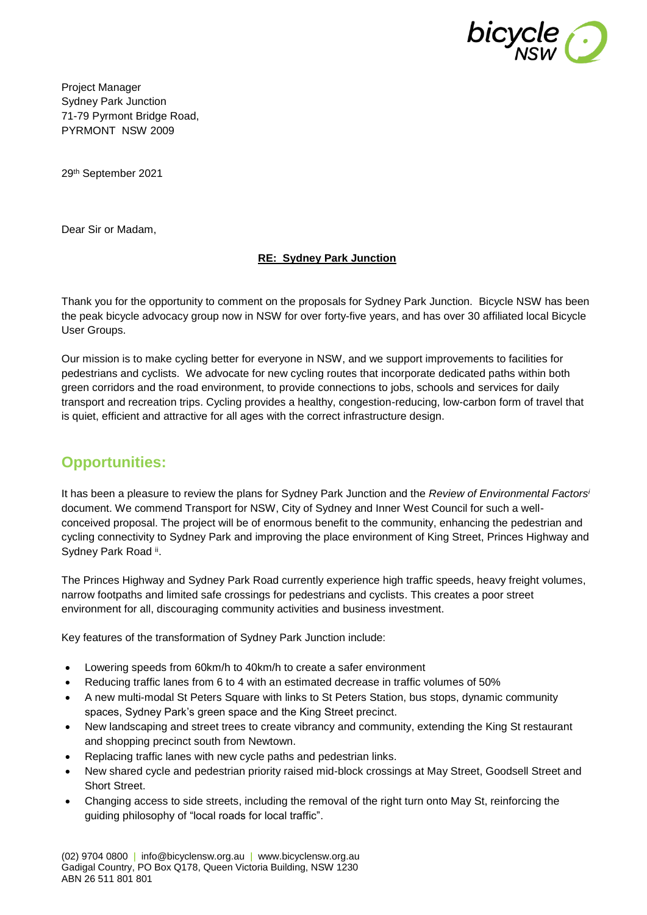Project Manager
Sydney Park Junction
71-79 Pyrmont Bridge Road,
PYRMONT NSW 2009

29th September 2021

Dear Sir or Madam,

**RE: Sydney Park Junction**

Thank you for the opportunity to comment on the proposals for Sydney Park Junction. Bicycle NSW has been the peak bicycle advocacy group now in NSW for over forty-five years, and has over 30 affiliated local Bicycle User Groups.

Our mission is to make cycling better for everyone in NSW, and we support improvements to facilities for pedestrians and cyclists. We advocate for new cycling routes that incorporate dedicated paths within both green corridors and the road environment, to provide connections to jobs, schools and services for daily transport and recreation trips. Cycling provides a healthy, congestion-reducing, low-carbon form of travel that is quiet, efficient and attractive for all ages with the correct infrastructure design.

## Opportunities:

It has been a pleasure to review the plans for Sydney Park Junction and the *Review of Environmental Factors*[i] document. We commend Transport for NSW, City of Sydney and Inner West Council for such a well-conceived proposal. The project will be of enormous benefit to the community, enhancing the pedestrian and cycling connectivity to Sydney Park and improving the place environment of King Street, Princes Highway and Sydney Park Road [ii].

The Princes Highway and Sydney Park Road currently experience high traffic speeds, heavy freight volumes, narrow footpaths and limited safe crossings for pedestrians and cyclists. This creates a poor street environment for all, discouraging community activities and business investment.

Key features of the transformation of Sydney Park Junction include:

- Lowering speeds from 60km/h to 40km/h to create a safer environment
- Reducing traffic lanes from 6 to 4 with an estimated decrease in traffic volumes of 50%
- A new multi-modal St Peters Square with links to St Peters Station, bus stops, dynamic community spaces, Sydney Park's green space and the King Street precinct.
- New landscaping and street trees to create vibrancy and community, extending the King St restaurant and shopping precinct south from Newtown.
- Replacing traffic lanes with new cycle paths and pedestrian links.
- New shared cycle and pedestrian priority raised mid-block crossings at May Street, Goodsell Street and Short Street.
- Changing access to side streets, including the removal of the right turn onto May St, reinforcing the guiding philosophy of "local roads for local traffic".

(02) 9704 0800 | info@bicyclensw.org.au | www.bicyclensw.org.au
Gadigal Country, PO Box Q178, Queen Victoria Building, NSW 1230
ABN 26 511 801 801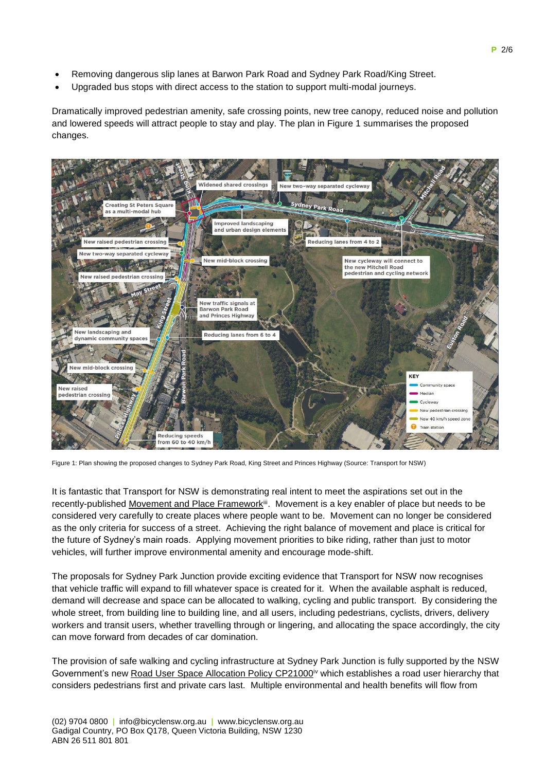- Removing dangerous slip lanes at Barwon Park Road and Sydney Park Road/King Street.
- Upgraded bus stops with direct access to the station to support multi-modal journeys.

Dramatically improved pedestrian amenity, safe crossing points, new tree canopy, reduced noise and pollution and lowered speeds will attract people to stay and play. The plan in Figure 1 summarises the proposed changes.

Figure 1: Plan showing the proposed changes to Sydney Park Road, King Street and Princes Highway (Source: Transport for NSW)

It is fantastic that Transport for NSW is demonstrating real intent to meet the aspirations set out in the recently-published Movement and Place Framework[iii]. Movement is a key enabler of place but needs to be considered very carefully to create places where people want to be. Movement can no longer be considered as the only criteria for success of a street. Achieving the right balance of movement and place is critical for the future of Sydney's main roads. Applying movement priorities to bike riding, rather than just to motor vehicles, will further improve environmental amenity and encourage mode-shift.

The proposals for Sydney Park Junction provide exciting evidence that Transport for NSW now recognises that vehicle traffic will expand to fill whatever space is created for it. When the available asphalt is reduced, demand will decrease and space can be allocated to walking, cycling and public transport. By considering the whole street, from building line to building line, and all users, including pedestrians, cyclists, drivers, delivery workers and transit users, whether travelling through or lingering, and allocating the space accordingly, the city can move forward from decades of car domination.

The provision of safe walking and cycling infrastructure at Sydney Park Junction is fully supported by the NSW Government's new Road User Space Allocation Policy CP21000[iv] which establishes a road user hierarchy that considers pedestrians first and private cars last. Multiple environmental and health benefits will flow from

(02) 9704 0800 | info@bicyclensw.org.au | www.bicyclensw.org.au
Gadigal Country, PO Box Q178, Queen Victoria Building, NSW 1230
ABN 26 511 801 801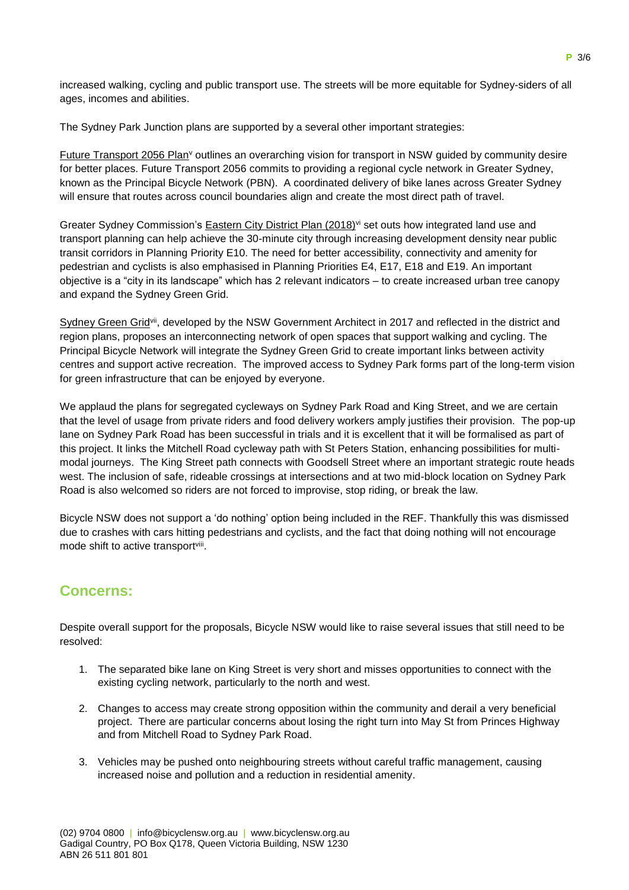increased walking, cycling and public transport use. The streets will be more equitable for Sydney-siders of all ages, incomes and abilities.

The Sydney Park Junction plans are supported by a several other important strategies:

Future Transport 2056 Plan[v] outlines an overarching vision for transport in NSW guided by community desire for better places. Future Transport 2056 commits to providing a regional cycle network in Greater Sydney, known as the Principal Bicycle Network (PBN). A coordinated delivery of bike lanes across Greater Sydney will ensure that routes across council boundaries align and create the most direct path of travel.

Greater Sydney Commission's Eastern City District Plan (2018)[vi] set outs how integrated land use and transport planning can help achieve the 30-minute city through increasing development density near public transit corridors in Planning Priority E10. The need for better accessibility, connectivity and amenity for pedestrian and cyclists is also emphasised in Planning Priorities E4, E17, E18 and E19. An important objective is a "city in its landscape" which has 2 relevant indicators – to create increased urban tree canopy and expand the Sydney Green Grid.

Sydney Green Grid[vii], developed by the NSW Government Architect in 2017 and reflected in the district and region plans, proposes an interconnecting network of open spaces that support walking and cycling. The Principal Bicycle Network will integrate the Sydney Green Grid to create important links between activity centres and support active recreation. The improved access to Sydney Park forms part of the long-term vision for green infrastructure that can be enjoyed by everyone.

We applaud the plans for segregated cycleways on Sydney Park Road and King Street, and we are certain that the level of usage from private riders and food delivery workers amply justifies their provision. The pop-up lane on Sydney Park Road has been successful in trials and it is excellent that it will be formalised as part of this project. It links the Mitchell Road cycleway path with St Peters Station, enhancing possibilities for multi-modal journeys. The King Street path connects with Goodsell Street where an important strategic route heads west. The inclusion of safe, rideable crossings at intersections and at two mid-block location on Sydney Park Road is also welcomed so riders are not forced to improvise, stop riding, or break the law.

Bicycle NSW does not support a 'do nothing' option being included in the REF. Thankfully this was dismissed due to crashes with cars hitting pedestrians and cyclists, and the fact that doing nothing will not encourage mode shift to active transport[viii].

## Concerns:

Despite overall support for the proposals, Bicycle NSW would like to raise several issues that still need to be resolved:

1. The separated bike lane on King Street is very short and misses opportunities to connect with the existing cycling network, particularly to the north and west.
2. Changes to access may create strong opposition within the community and derail a very beneficial project. There are particular concerns about losing the right turn into May St from Princes Highway and from Mitchell Road to Sydney Park Road.
3. Vehicles may be pushed onto neighbouring streets without careful traffic management, causing increased noise and pollution and a reduction in residential amenity.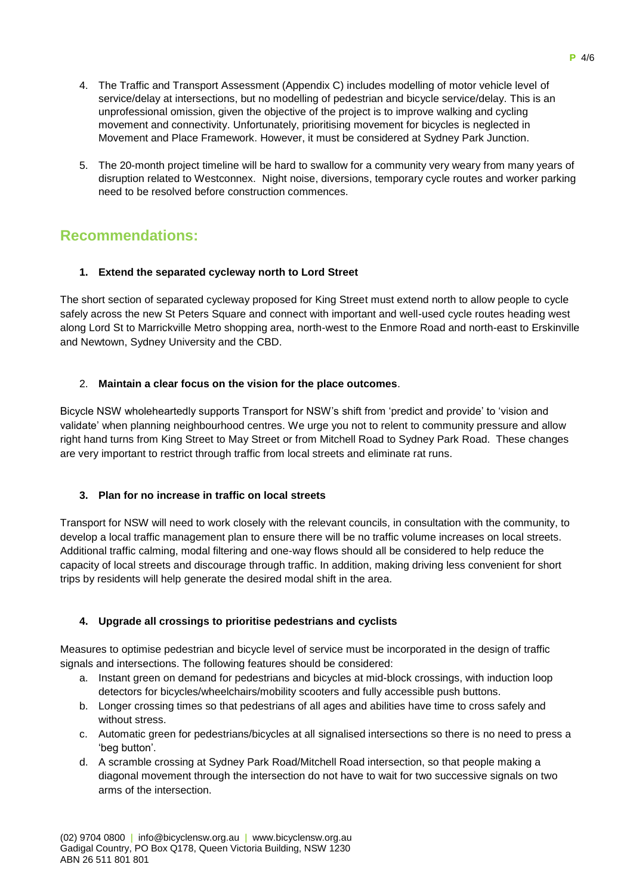4. The Traffic and Transport Assessment (Appendix C) includes modelling of motor vehicle level of service/delay at intersections, but no modelling of pedestrian and bicycle service/delay. This is an unprofessional omission, given the objective of the project is to improve walking and cycling movement and connectivity. Unfortunately, prioritising movement for bicycles is neglected in Movement and Place Framework. However, it must be considered at Sydney Park Junction.

5. The 20-month project timeline will be hard to swallow for a community very weary from many years of disruption related to Westconnex. Night noise, diversions, temporary cycle routes and worker parking need to be resolved before construction commences.

## Recommendations:

### 1. Extend the separated cycleway north to Lord Street

The short section of separated cycleway proposed for King Street must extend north to allow people to cycle safely across the new St Peters Square and connect with important and well-used cycle routes heading west along Lord St to Marrickville Metro shopping area, north-west to the Enmore Road and north-east to Erskinville and Newtown, Sydney University and the CBD.

### 2. Maintain a clear focus on the vision for the place outcomes.

Bicycle NSW wholeheartedly supports Transport for NSW's shift from 'predict and provide' to 'vision and validate' when planning neighbourhood centres. We urge you not to relent to community pressure and allow right hand turns from King Street to May Street or from Mitchell Road to Sydney Park Road. These changes are very important to restrict through traffic from local streets and eliminate rat runs.

### 3. Plan for no increase in traffic on local streets

Transport for NSW will need to work closely with the relevant councils, in consultation with the community, to develop a local traffic management plan to ensure there will be no traffic volume increases on local streets. Additional traffic calming, modal filtering and one-way flows should all be considered to help reduce the capacity of local streets and discourage through traffic. In addition, making driving less convenient for short trips by residents will help generate the desired modal shift in the area.

### 4. Upgrade all crossings to prioritise pedestrians and cyclists

Measures to optimise pedestrian and bicycle level of service must be incorporated in the design of traffic signals and intersections. The following features should be considered:

a. Instant green on demand for pedestrians and bicycles at mid-block crossings, with induction loop detectors for bicycles/wheelchairs/mobility scooters and fully accessible push buttons.
b. Longer crossing times so that pedestrians of all ages and abilities have time to cross safely and without stress.
c. Automatic green for pedestrians/bicycles at all signalised intersections so there is no need to press a 'beg button'.
d. A scramble crossing at Sydney Park Road/Mitchell Road intersection, so that people making a diagonal movement through the intersection do not have to wait for two successive signals on two arms of the intersection.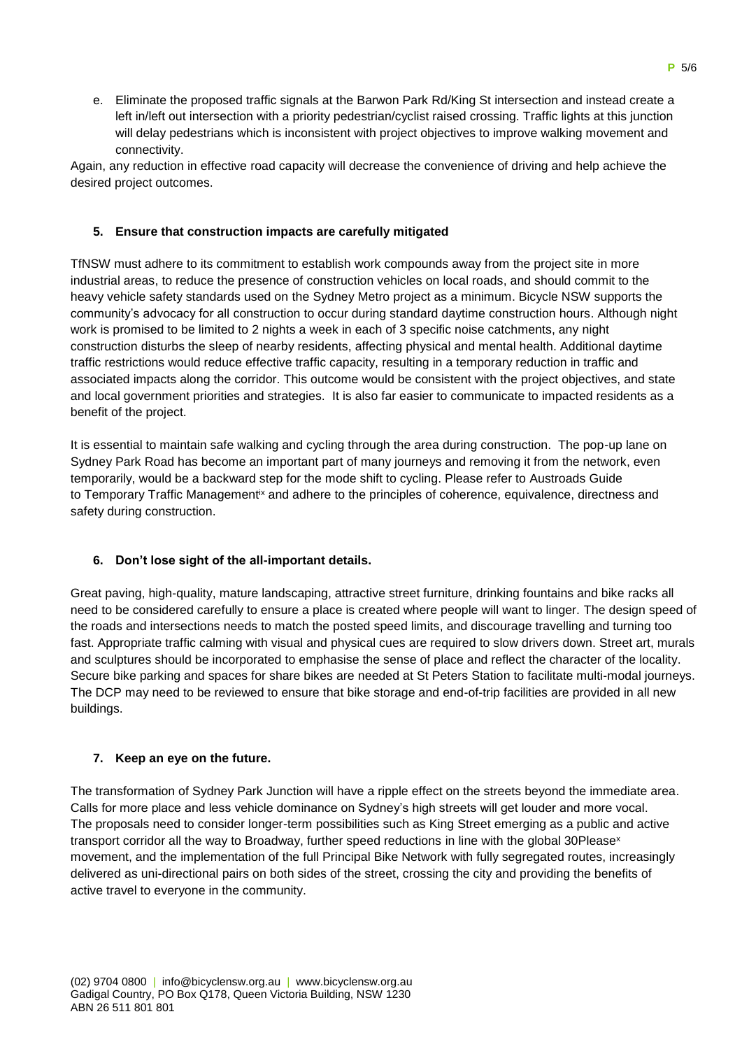e. Eliminate the proposed traffic signals at the Barwon Park Rd/King St intersection and instead create a left in/left out intersection with a priority pedestrian/cyclist raised crossing. Traffic lights at this junction will delay pedestrians which is inconsistent with project objectives to improve walking movement and connectivity.

Again, any reduction in effective road capacity will decrease the convenience of driving and help achieve the desired project outcomes.

**5. Ensure that construction impacts are carefully mitigated**

TfNSW must adhere to its commitment to establish work compounds away from the project site in more industrial areas, to reduce the presence of construction vehicles on local roads, and should commit to the heavy vehicle safety standards used on the Sydney Metro project as a minimum. Bicycle NSW supports the community's advocacy for all construction to occur during standard daytime construction hours. Although night work is promised to be limited to 2 nights a week in each of 3 specific noise catchments, any night construction disturbs the sleep of nearby residents, affecting physical and mental health. Additional daytime traffic restrictions would reduce effective traffic capacity, resulting in a temporary reduction in traffic and associated impacts along the corridor. This outcome would be consistent with the project objectives, and state and local government priorities and strategies. It is also far easier to communicate to impacted residents as a benefit of the project.

It is essential to maintain safe walking and cycling through the area during construction. The pop-up lane on Sydney Park Road has become an important part of many journeys and removing it from the network, even temporarily, would be a backward step for the mode shift to cycling. Please refer to Austroads Guide to Temporary Traffic Management[ix] and adhere to the principles of coherence, equivalence, directness and safety during construction.

**6. Don't lose sight of the all-important details.**

Great paving, high-quality, mature landscaping, attractive street furniture, drinking fountains and bike racks all need to be considered carefully to ensure a place is created where people will want to linger. The design speed of the roads and intersections needs to match the posted speed limits, and discourage travelling and turning too fast. Appropriate traffic calming with visual and physical cues are required to slow drivers down. Street art, murals and sculptures should be incorporated to emphasise the sense of place and reflect the character of the locality. Secure bike parking and spaces for share bikes are needed at St Peters Station to facilitate multi-modal journeys. The DCP may need to be reviewed to ensure that bike storage and end-of-trip facilities are provided in all new buildings.

**7. Keep an eye on the future.**

The transformation of Sydney Park Junction will have a ripple effect on the streets beyond the immediate area. Calls for more place and less vehicle dominance on Sydney's high streets will get louder and more vocal. The proposals need to consider longer-term possibilities such as King Street emerging as a public and active transport corridor all the way to Broadway, further speed reductions in line with the global 30Please[x] movement, and the implementation of the full Principal Bike Network with fully segregated routes, increasingly delivered as uni-directional pairs on both sides of the street, crossing the city and providing the benefits of active travel to everyone in the community.

(02) 9704 0800 | info@bicyclensw.org.au | www.bicyclensw.org.au
Gadigal Country, PO Box Q178, Queen Victoria Building, NSW 1230
ABN 26 511 801 801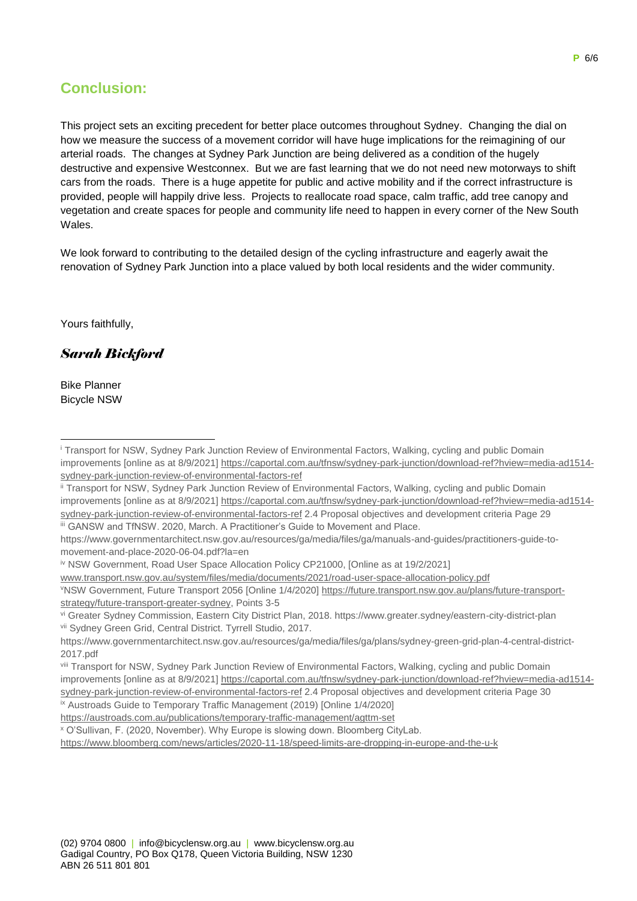## Conclusion:

This project sets an exciting precedent for better place outcomes throughout Sydney. Changing the dial on how we measure the success of a movement corridor will have huge implications for the reimagining of our arterial roads. The changes at Sydney Park Junction are being delivered as a condition of the hugely destructive and expensive Westconnex. But we are fast learning that we do not need new motorways to shift cars from the roads. There is a huge appetite for public and active mobility and if the correct infrastructure is provided, people will happily drive less. Projects to reallocate road space, calm traffic, add tree canopy and vegetation and create spaces for people and community life need to happen in every corner of the New South Wales.

We look forward to contributing to the detailed design of the cycling infrastructure and eagerly await the renovation of Sydney Park Junction into a place valued by both local residents and the wider community.

Yours faithfully,

*Sarah Bickford*

Bike Planner
Bicycle NSW

---

[i] Transport for NSW, Sydney Park Junction Review of Environmental Factors, Walking, cycling and public Domain improvements [online as at 8/9/2021] https://caportal.com.au/tfnsw/sydney-park-junction/download-ref?hview=media-ad1514-sydney-park-junction-review-of-environmental-factors-ref

[ii] Transport for NSW, Sydney Park Junction Review of Environmental Factors, Walking, cycling and public Domain improvements [online as at 8/9/2021] https://caportal.com.au/tfnsw/sydney-park-junction/download-ref?hview=media-ad1514-sydney-park-junction-review-of-environmental-factors-ref 2.4 Proposal objectives and development criteria Page 29

[iii] GANSW and TfNSW. 2020, March. A Practitioner's Guide to Movement and Place. https://www.governmentarchitect.nsw.gov.au/resources/ga/media/files/ga/manuals-and-guides/practitioners-guide-to-movement-and-place-2020-06-04.pdf?la=en

[iv] NSW Government, Road User Space Allocation Policy CP21000, [Online as at 19/2/2021] www.transport.nsw.gov.au/system/files/media/documents/2021/road-user-space-allocation-policy.pdf

[v] NSW Government, Future Transport 2056 [Online 1/4/2020] https://future.transport.nsw.gov.au/plans/future-transport-strategy/future-transport-greater-sydney, Points 3-5

[vi] Greater Sydney Commission, Eastern City District Plan, 2018. https://www.greater.sydney/eastern-city-district-plan

[vii] Sydney Green Grid, Central District. Tyrrell Studio, 2017. https://www.governmentarchitect.nsw.gov.au/resources/ga/media/files/ga/plans/sydney-green-grid-plan-4-central-district-2017.pdf

[viii] Transport for NSW, Sydney Park Junction Review of Environmental Factors, Walking, cycling and public Domain improvements [online as at 8/9/2021] https://caportal.com.au/tfnsw/sydney-park-junction/download-ref?hview=media-ad1514-sydney-park-junction-review-of-environmental-factors-ref 2.4 Proposal objectives and development criteria Page 30

[ix] Austroads Guide to Temporary Traffic Management (2019) [Online 1/4/2020] https://austroads.com.au/publications/temporary-traffic-management/agttm-set

[x] O'Sullivan, F. (2020, November). Why Europe is slowing down. Bloomberg CityLab. https://www.bloomberg.com/news/articles/2020-11-18/speed-limits-are-dropping-in-europe-and-the-u-k

(02) 9704 0800 | info@bicyclensw.org.au | www.bicyclensw.org.au
Gadigal Country, PO Box Q178, Queen Victoria Building, NSW 1230
ABN 26 511 801 801